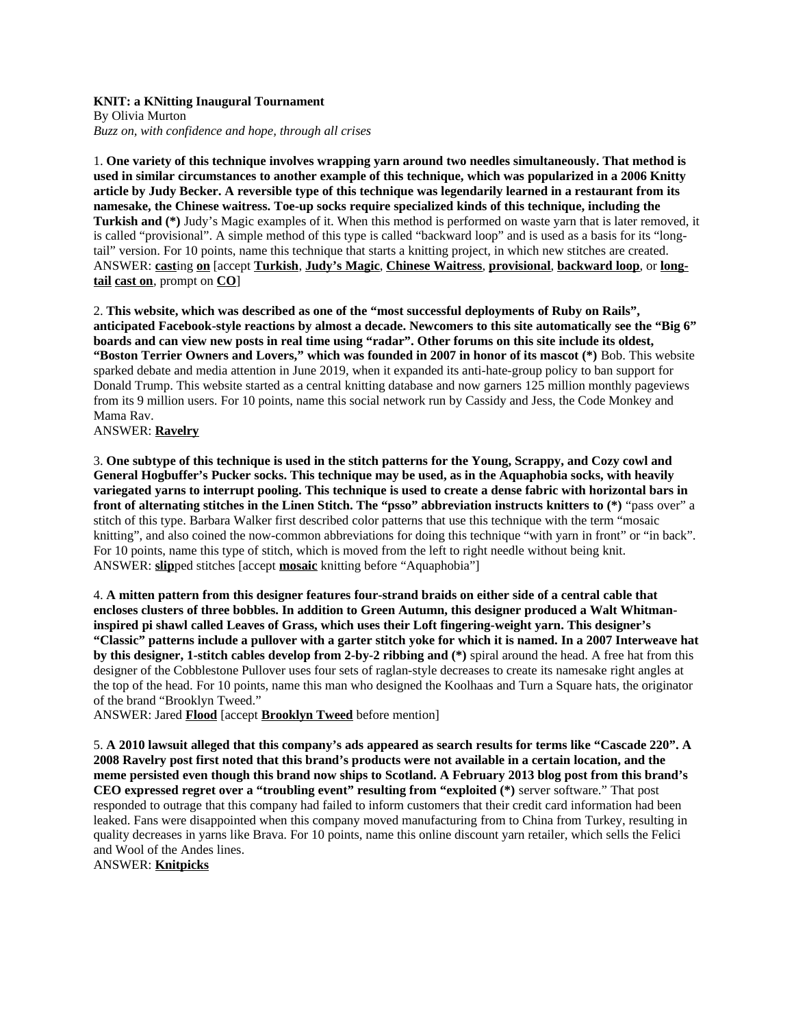**KNIT: a KNitting Inaugural Tournament**
By Olivia Murton
*Buzz on, with confidence and hope, through all crises*

1. **One variety of this technique involves wrapping yarn around two needles simultaneously. That method is used in similar circumstances to another example of this technique, which was popularized in a 2006 Knitty article by Judy Becker. A reversible type of this technique was legendarily learned in a restaurant from its namesake, the Chinese waitress. Toe-up socks require specialized kinds of this technique, including the Turkish and (*)** Judy's Magic examples of it. When this method is performed on waste yarn that is later removed, it is called "provisional". A simple method of this type is called "backward loop" and is used as a basis for its "long-tail" version. For 10 points, name this technique that starts a knitting project, in which new stitches are created.
ANSWER: **cast**ing **on** [accept **Turkish**, **Judy's Magic**, **Chinese Waitress**, **provisional**, **backward loop**, or **long-tail** **cast on**, prompt on **CO**]

2. **This website, which was described as one of the "most successful deployments of Ruby on Rails", anticipated Facebook-style reactions by almost a decade. Newcomers to this site automatically see the "Big 6" boards and can view new posts in real time using "radar". Other forums on this site include its oldest, "Boston Terrier Owners and Lovers," which was founded in 2007 in honor of its mascot (*)** Bob. This website sparked debate and media attention in June 2019, when it expanded its anti-hate-group policy to ban support for Donald Trump. This website started as a central knitting database and now garners 125 million monthly pageviews from its 9 million users. For 10 points, name this social network run by Cassidy and Jess, the Code Monkey and Mama Rav.
ANSWER: **Ravelry**

3. **One subtype of this technique is used in the stitch patterns for the Young, Scrappy, and Cozy cowl and General Hogbuffer's Pucker socks. This technique may be used, as in the Aquaphobia socks, with heavily variegated yarns to interrupt pooling. This technique is used to create a dense fabric with horizontal bars in front of alternating stitches in the Linen Stitch. The "psso" abbreviation instructs knitters to (*)** "pass over" a stitch of this type. Barbara Walker first described color patterns that use this technique with the term "mosaic knitting", and also coined the now-common abbreviations for doing this technique "with yarn in front" or "in back". For 10 points, name this type of stitch, which is moved from the left to right needle without being knit.
ANSWER: **slip**ped stitches [accept **mosaic** knitting before "Aquaphobia"]

4. **A mitten pattern from this designer features four-strand braids on either side of a central cable that encloses clusters of three bobbles. In addition to Green Autumn, this designer produced a Walt Whitman-inspired pi shawl called Leaves of Grass, which uses their Loft fingering-weight yarn. This designer's "Classic" patterns include a pullover with a garter stitch yoke for which it is named. In a 2007 Interweave hat by this designer, 1-stitch cables develop from 2-by-2 ribbing and (*)** spiral around the head. A free hat from this designer of the Cobblestone Pullover uses four sets of raglan-style decreases to create its namesake right angles at the top of the head. For 10 points, name this man who designed the Koolhaas and Turn a Square hats, the originator of the brand "Brooklyn Tweed."
ANSWER: Jared **Flood** [accept **Brooklyn Tweed** before mention]

5. **A 2010 lawsuit alleged that this company's ads appeared as search results for terms like "Cascade 220". A 2008 Ravelry post first noted that this brand's products were not available in a certain location, and the meme persisted even though this brand now ships to Scotland. A February 2013 blog post from this brand's CEO expressed regret over a "troubling event" resulting from "exploited (*)** server software." That post responded to outrage that this company had failed to inform customers that their credit card information had been leaked. Fans were disappointed when this company moved manufacturing from to China from Turkey, resulting in quality decreases in yarns like Brava. For 10 points, name this online discount yarn retailer, which sells the Felici and Wool of the Andes lines.
ANSWER: **Knitpicks**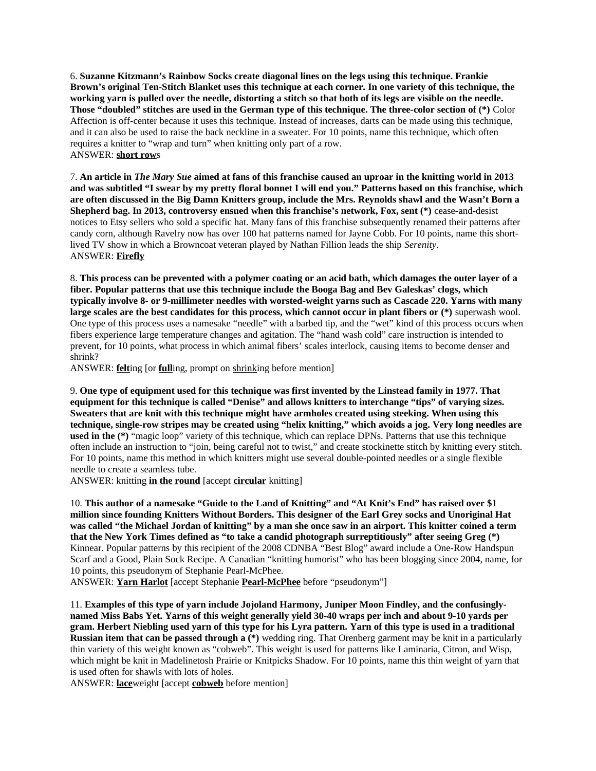6. **Suzanne Kitzmann's Rainbow Socks create diagonal lines on the legs using this technique. Frankie Brown's original Ten-Stitch Blanket uses this technique at each corner. In one variety of this technique, the working yarn is pulled over the needle, distorting a stitch so that both of its legs are visible on the needle. Those "doubled" stitches are used in the German type of this technique. The three-color section of (*)** Color Affection is off-center because it uses this technique. Instead of increases, darts can be made using this technique, and it can also be used to raise the back neckline in a sweater. For 10 points, name this technique, which often requires a knitter to "wrap and turn" when knitting only part of a row.
ANSWER: **short row**s

7. **An article in *The Mary Sue* aimed at fans of this franchise caused an uproar in the knitting world in 2013 and was subtitled "I swear by my pretty floral bonnet I will end you." Patterns based on this franchise, which are often discussed in the Big Damn Knitters group, include the Mrs. Reynolds shawl and the Wasn't Born a Shepherd bag. In 2013, controversy ensued when this franchise's network, Fox, sent (*)** cease-and-desist notices to Etsy sellers who sold a specific hat. Many fans of this franchise subsequently renamed their patterns after candy corn, although Ravelry now has over 100 hat patterns named for Jayne Cobb. For 10 points, name this short-lived TV show in which a Browncoat veteran played by Nathan Fillion leads the ship *Serenity*.
ANSWER: **Firefly**

8. **This process can be prevented with a polymer coating or an acid bath, which damages the outer layer of a fiber. Popular patterns that use this technique include the Booga Bag and Bev Galeskas' clogs, which typically involve 8- or 9-millimeter needles with worsted-weight yarns such as Cascade 220. Yarns with many large scales are the best candidates for this process, which cannot occur in plant fibers or (*)** superwash wool. One type of this process uses a namesake "needle" with a barbed tip, and the "wet" kind of this process occurs when fibers experience large temperature changes and agitation. The "hand wash cold" care instruction is intended to prevent, for 10 points, what process in which animal fibers' scales interlock, causing items to become denser and shrink?
ANSWER: **felt**ing [or **full**ing, prompt on shrinking before mention]

9. **One type of equipment used for this technique was first invented by the Linstead family in 1977. That equipment for this technique is called "Denise" and allows knitters to interchange "tips" of varying sizes. Sweaters that are knit with this technique might have armholes created using steeking. When using this technique, single-row stripes may be created using "helix knitting," which avoids a jog. Very long needles are used in the (*)** "magic loop" variety of this technique, which can replace DPNs. Patterns that use this technique often include an instruction to "join, being careful not to twist," and create stockinette stitch by knitting every stitch. For 10 points, name this method in which knitters might use several double-pointed needles or a single flexible needle to create a seamless tube.
ANSWER: knitting **in the round** [accept **circular** knitting]

10. **This author of a namesake "Guide to the Land of Knitting" and "At Knit's End" has raised over $1 million since founding Knitters Without Borders. This designer of the Earl Grey socks and Unoriginal Hat was called "the Michael Jordan of knitting" by a man she once saw in an airport. This knitter coined a term that the New York Times defined as "to take a candid photograph surreptitiously" after seeing Greg (*)** Kinnear. Popular patterns by this recipient of the 2008 CDNBA "Best Blog" award include a One-Row Handspun Scarf and a Good, Plain Sock Recipe. A Canadian "knitting humorist" who has been blogging since 2004, name, for 10 points, this pseudonym of Stephanie Pearl-McPhee.
ANSWER: **Yarn Harlot** [accept Stephanie **Pearl-McPhee** before "pseudonym"]

11. **Examples of this type of yarn include Jojoland Harmony, Juniper Moon Findley, and the confusingly-named Miss Babs Yet. Yarns of this weight generally yield 30-40 wraps per inch and about 9-10 yards per gram. Herbert Niebling used yarn of this type for his Lyra pattern. Yarn of this type is used in a traditional Russian item that can be passed through a (*)** wedding ring. That Orenberg garment may be knit in a particularly thin variety of this weight known as "cobweb". This weight is used for patterns like Laminaria, Citron, and Wisp, which might be knit in Madelinetosh Prairie or Knitpicks Shadow. For 10 points, name this thin weight of yarn that is used often for shawls with lots of holes.
ANSWER: **lace**weight [accept **cobweb** before mention]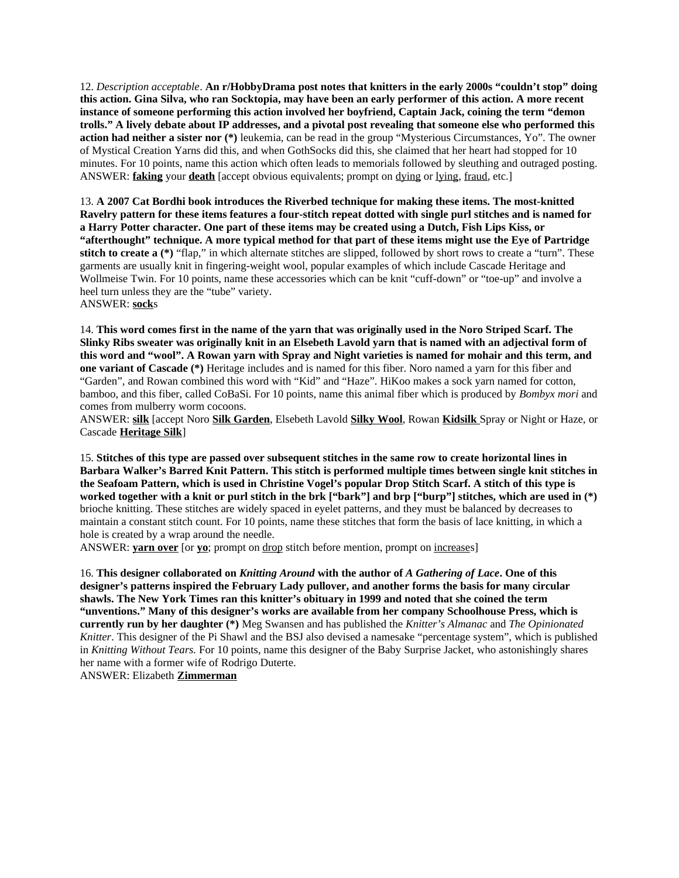12. *Description acceptable*. **An r/HobbyDrama post notes that knitters in the early 2000s "couldn't stop" doing this action. Gina Silva, who ran Socktopia, may have been an early performer of this action. A more recent instance of someone performing this action involved her boyfriend, Captain Jack, coining the term "demon trolls." A lively debate about IP addresses, and a pivotal post revealing that someone else who performed this action had neither a sister nor (*)** leukemia, can be read in the group "Mysterious Circumstances, Yo". The owner of Mystical Creation Yarns did this, and when GothSocks did this, she claimed that her heart had stopped for 10 minutes. For 10 points, name this action which often leads to memorials followed by sleuthing and outraged posting.
ANSWER: **<u>faking</u>** your **<u>death</u>** [accept obvious equivalents; prompt on <u>dying</u> or <u>lying</u>, <u>fraud</u>, etc.]

13. **A 2007 Cat Bordhi book introduces the Riverbed technique for making these items. The most-knitted Ravelry pattern for these items features a four-stitch repeat dotted with single purl stitches and is named for a Harry Potter character. One part of these items may be created using a Dutch, Fish Lips Kiss, or "afterthought" technique. A more typical method for that part of these items might use the Eye of Partridge stitch to create a (*)** "flap," in which alternate stitches are slipped, followed by short rows to create a "turn". These garments are usually knit in fingering-weight wool, popular examples of which include Cascade Heritage and Wollmeise Twin. For 10 points, name these accessories which can be knit "cuff-down" or "toe-up" and involve a heel turn unless they are the "tube" variety.
ANSWER: **<u>sock</u>**s

14. **This word comes first in the name of the yarn that was originally used in the Noro Striped Scarf. The Slinky Ribs sweater was originally knit in an Elsebeth Lavold yarn that is named with an adjectival form of this word and "wool". A Rowan yarn with Spray and Night varieties is named for mohair and this term, and one variant of Cascade (*)** Heritage includes and is named for this fiber. Noro named a yarn for this fiber and "Garden", and Rowan combined this word with "Kid" and "Haze". HiKoo makes a sock yarn named for cotton, bamboo, and this fiber, called CoBaSi. For 10 points, name this animal fiber which is produced by *Bombyx mori* and comes from mulberry worm cocoons.
ANSWER: **<u>silk</u>** [accept Noro **<u>Silk Garden</u>**, Elsebeth Lavold **<u>Silky Wool</u>**, Rowan **<u>Kidsilk</u>** Spray or Night or Haze, or Cascade **<u>Heritage Silk</u>**]

15. **Stitches of this type are passed over subsequent stitches in the same row to create horizontal lines in Barbara Walker's Barred Knit Pattern. This stitch is performed multiple times between single knit stitches in the Seafoam Pattern, which is used in Christine Vogel's popular Drop Stitch Scarf. A stitch of this type is worked together with a knit or purl stitch in the brk ["bark"] and brp ["burp"] stitches, which are used in (*)** brioche knitting. These stitches are widely spaced in eyelet patterns, and they must be balanced by decreases to maintain a constant stitch count. For 10 points, name these stitches that form the basis of lace knitting, in which a hole is created by a wrap around the needle.
ANSWER: **<u>yarn over</u>** [or **<u>yo</u>**; prompt on <u>drop</u> stitch before mention, prompt on <u>increase</u>s]

16. **This designer collaborated on *Knitting Around* with the author of *A Gathering of Lace*. One of this designer's patterns inspired the February Lady pullover, and another forms the basis for many circular shawls. The New York Times ran this knitter's obituary in 1999 and noted that she coined the term "unventions." Many of this designer's works are available from her company Schoolhouse Press, which is currently run by her daughter (*)** Meg Swansen and has published the *Knitter's Almanac* and *The Opinionated Knitter*. This designer of the Pi Shawl and the BSJ also devised a namesake "percentage system", which is published in *Knitting Without Tears*. For 10 points, name this designer of the Baby Surprise Jacket, who astonishingly shares her name with a former wife of Rodrigo Duterte.
ANSWER: Elizabeth **<u>Zimmerman</u>**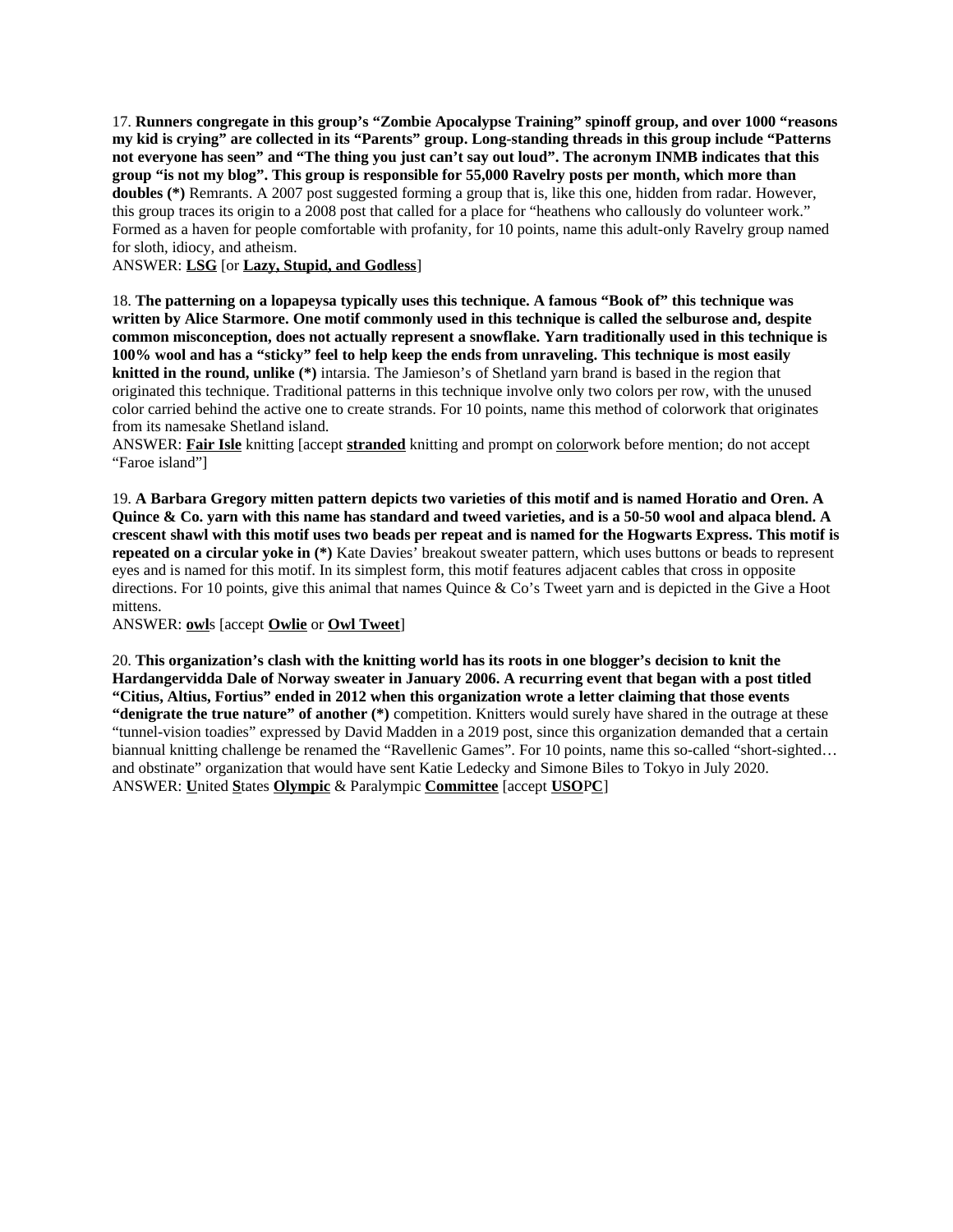17. **Runners congregate in this group's "Zombie Apocalypse Training" spinoff group, and over 1000 "reasons my kid is crying" are collected in its "Parents" group. Long-standing threads in this group include "Patterns not everyone has seen" and "The thing you just can't say out loud". The acronym INMB indicates that this group "is not my blog". This group is responsible for 55,000 Ravelry posts per month, which more than doubles (*)** Remrants. A 2007 post suggested forming a group that is, like this one, hidden from radar. However, this group traces its origin to a 2008 post that called for a place for "heathens who callously do volunteer work." Formed as a haven for people comfortable with profanity, for 10 points, name this adult-only Ravelry group named for sloth, idiocy, and atheism.

ANSWER: **LSG** [or **Lazy, Stupid, and Godless**]

18. **The patterning on a lopapeysa typically uses this technique. A famous "Book of" this technique was written by Alice Starmore. One motif commonly used in this technique is called the selburose and, despite common misconception, does not actually represent a snowflake. Yarn traditionally used in this technique is 100% wool and has a "sticky" feel to help keep the ends from unraveling. This technique is most easily knitted in the round, unlike (*)** intarsia. The Jamieson's of Shetland yarn brand is based in the region that originated this technique. Traditional patterns in this technique involve only two colors per row, with the unused color carried behind the active one to create strands. For 10 points, name this method of colorwork that originates from its namesake Shetland island.

ANSWER: **Fair Isle** knitting [accept **stranded** knitting and prompt on color work before mention; do not accept "Faroe island"]

19. **A Barbara Gregory mitten pattern depicts two varieties of this motif and is named Horatio and Oren. A Quince & Co. yarn with this name has standard and tweed varieties, and is a 50-50 wool and alpaca blend. A crescent shawl with this motif uses two beads per repeat and is named for the Hogwarts Express. This motif is repeated on a circular yoke in (*)** Kate Davies' breakout sweater pattern, which uses buttons or beads to represent eyes and is named for this motif. In its simplest form, this motif features adjacent cables that cross in opposite directions. For 10 points, give this animal that names Quince & Co's Tweet yarn and is depicted in the Give a Hoot mittens.

ANSWER: **owl**s [accept **Owlie** or **Owl Tweet**]

20. **This organization's clash with the knitting world has its roots in one blogger's decision to knit the Hardangervidda Dale of Norway sweater in January 2006. A recurring event that began with a post titled "Citius, Altius, Fortius" ended in 2012 when this organization wrote a letter claiming that those events "denigrate the true nature" of another (*)** competition. Knitters would surely have shared in the outrage at these "tunnel-vision toadies" expressed by David Madden in a 2019 post, since this organization demanded that a certain biannual knitting challenge be renamed the "Ravellenic Games". For 10 points, name this so-called "short-sighted… and obstinate" organization that would have sent Katie Ledecky and Simone Biles to Tokyo in July 2020.

ANSWER: **U**nited **S**tates **Olympic** & Paralympic **Committee** [accept **USO**P**C**]